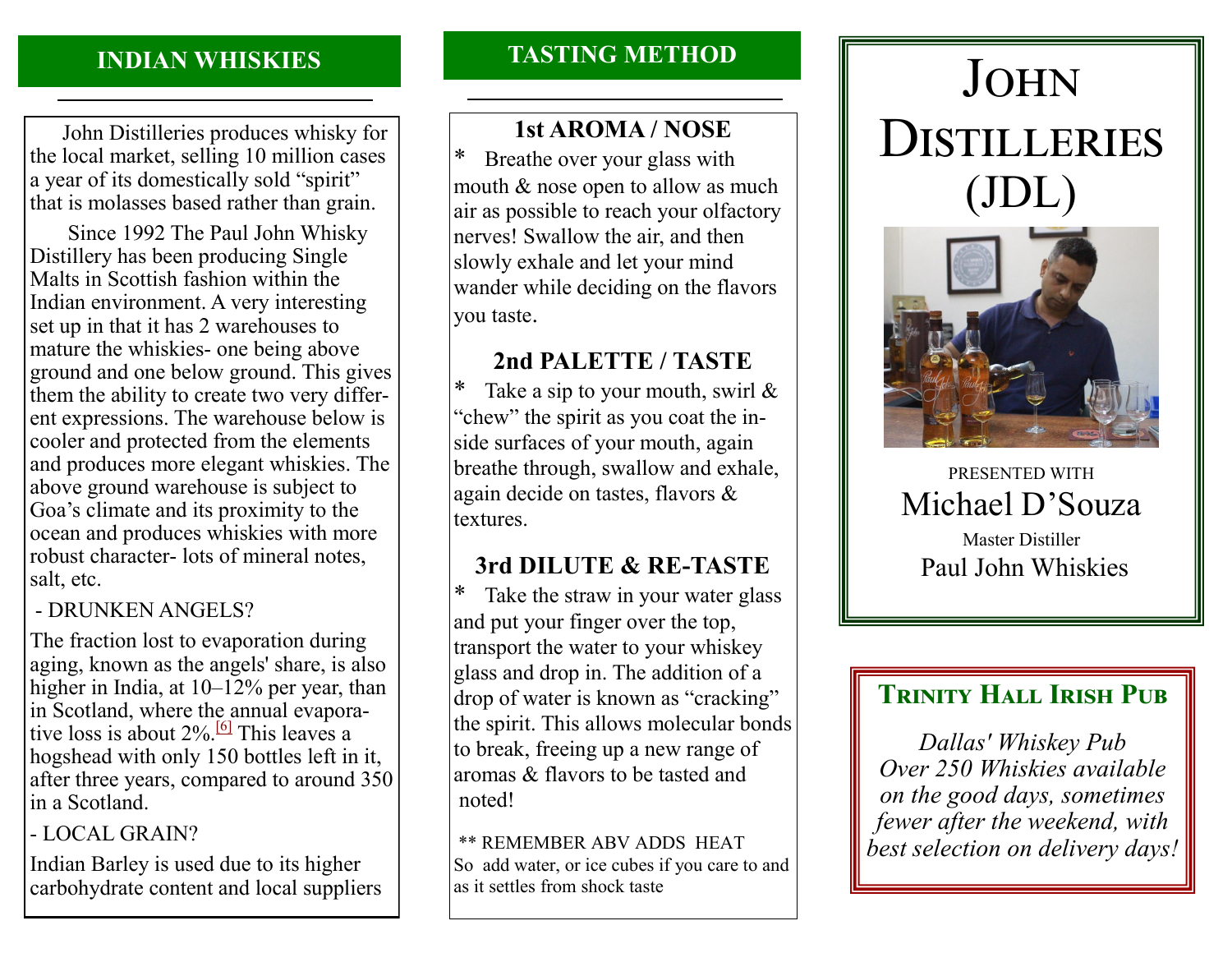## INDIAN WHISKIES

John Distilleries produces whisky for the local market, selling 10 million cases a year of its domestically sold "spirit" that is molasses based rather than grain.

Since 1992 The Paul John Whisky Distillery has been producing Single Malts in Scottish fashion within the Indian environment. A very interesting set up in that it has 2 warehouses to mature the whiskies- one being above ground and one below ground. This gives them the ability to create two very different expressions. The warehouse below is cooler and protected from the elements and produces more elegant whiskies. The above ground warehouse is subject to Goa's climate and its proximity to the ocean and produces whiskies with more robust character- lots of mineral notes, salt, etc.

- DRUNKEN ANGELS?

The fraction lost to evaporation during aging, known as the angels' share, is also higher in India, at 10–12% per year, than in Scotland, where the annual evaporative loss is about 2%.[6] This leaves a hogshead with only 150 bottles left in it, after three years, compared to around 350 in a Scotland.

- LOCAL GRAIN?

Indian Barley is used due to its higher carbohydrate content and local suppliers

## TASTING METHOD

### 1st AROMA / NOSE

* Breathe over your glass with mouth & nose open to allow as much air as possible to reach your olfactory nerves! Swallow the air, and then slowly exhale and let your mind wander while deciding on the flavors you taste.

### 2nd PALETTE / TASTE

* Take a sip to your mouth, swirl & "chew" the spirit as you coat the inside surfaces of your mouth, again breathe through, swallow and exhale, again decide on tastes, flavors & textures.

### 3rd DILUTE & RE-TASTE

* Take the straw in your water glass and put your finger over the top, transport the water to your whiskey glass and drop in. The addition of a drop of water is known as "cracking" the spirit. This allows molecular bonds to break, freeing up a new range of aromas & flavors to be tasted and noted!

** REMEMBER ABV ADDS HEAT
So add water, or ice cubes if you care to and as it settles from shock taste

# JOHN DISTILLERIES (JDL)

PRESENTED WITH

Michael D'Souza

Master Distiller

Paul John Whiskies

## TRINITY HALL IRISH PUB

*Dallas' Whiskey Pub*
*Over 250 Whiskies available on the good days, sometimes fewer after the weekend, with best selection on delivery days!*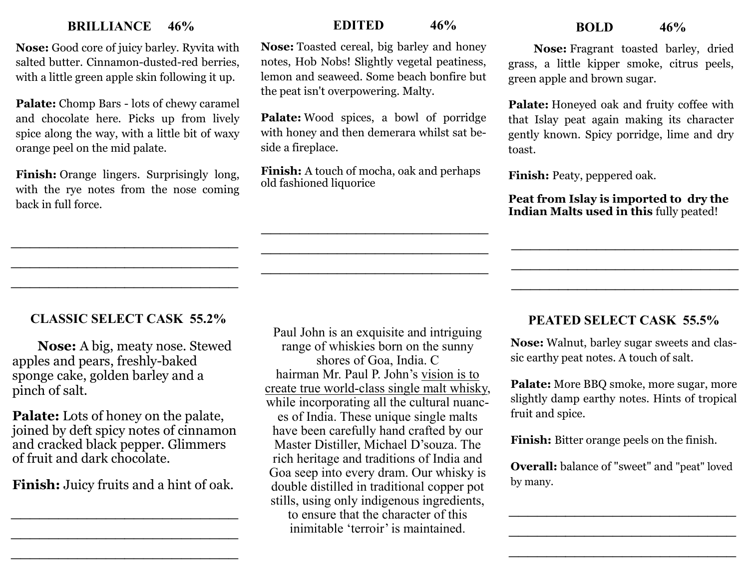## BRILLIANCE 46%

**Nose:** Good core of juicy barley. Ryvita with salted butter. Cinnamon-dusted-red berries, with a little green apple skin following it up.

**Palate:** Chomp Bars - lots of chewy caramel and chocolate here. Picks up from lively spice along the way, with a little bit of waxy orange peel on the mid palate.

**Finish:** Orange lingers. Surprisingly long, with the rye notes from the nose coming back in full force.

______________________________

______________________________

______________________________

## EDITED 46%

**Nose:** Toasted cereal, big barley and honey notes, Hob Nobs! Slightly vegetal peatiness, lemon and seaweed. Some beach bonfire but the peat isn't overpowering. Malty.

**Palate:** Wood spices, a bowl of porridge with honey and then demerara whilst sat beside a fireplace.

**Finish:** A touch of mocha, oak and perhaps old fashioned liquorice

______________________________

______________________________

______________________________

## BOLD 46%

**Nose:** Fragrant toasted barley, dried grass, a little kipper smoke, citrus peels, green apple and brown sugar.

**Palate:** Honeyed oak and fruity coffee with that Islay peat again making its character gently known. Spicy porridge, lime and dry toast.

**Finish:** Peaty, peppered oak.

**Peat from Islay is imported to dry the Indian Malts used in this** fully peated!

______________________________

______________________________

______________________________

## CLASSIC SELECT CASK 55.2%

**Nose:** A big, meaty nose. Stewed apples and pears, freshly-baked sponge cake, golden barley and a pinch of salt.

**Palate:** Lots of honey on the palate, joined by deft spicy notes of cinnamon and cracked black pepper. Glimmers of fruit and dark chocolate.

**Finish:** Juicy fruits and a hint of oak.

______________________________

______________________________

______________________________

Paul John is an exquisite and intriguing range of whiskies born on the sunny shores of Goa, India. Chairman Mr. Paul P. John's vision is to create true world-class single malt whisky, while incorporating all the cultural nuances of India. These unique single malts have been carefully hand crafted by our Master Distiller, Michael D'souza. The rich heritage and traditions of India and Goa seep into every dram. Our whisky is double distilled in traditional copper pot stills, using only indigenous ingredients, to ensure that the character of this inimitable 'terroir' is maintained.

## PEATED SELECT CASK 55.5%

**Nose:** Walnut, barley sugar sweets and classic earthy peat notes. A touch of salt.

**Palate:** More BBQ smoke, more sugar, more slightly damp earthy notes. Hints of tropical fruit and spice.

**Finish:** Bitter orange peels on the finish.

**Overall:** balance of "sweet" and "peat" loved by many.

______________________________

______________________________

______________________________